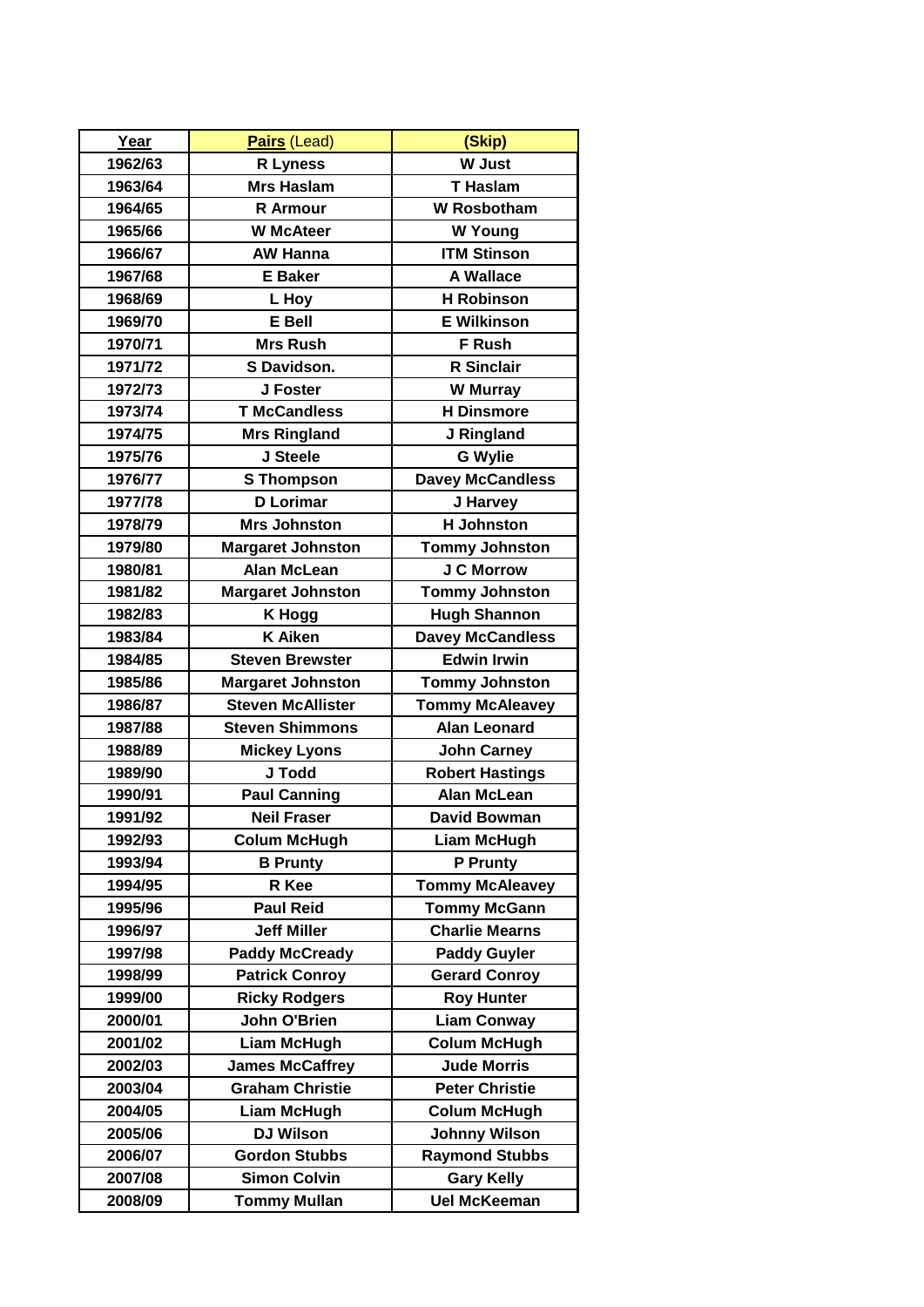| Year | **Pairs** (Lead) | (Skip) |
|---|---|---|
| 1962/63 | R Lyness | W Just |
| 1963/64 | Mrs Haslam | T Haslam |
| 1964/65 | R Armour | W Rosbotham |
| 1965/66 | W McAteer | W Young |
| 1966/67 | AW Hanna | ITM Stinson |
| 1967/68 | E Baker | A Wallace |
| 1968/69 | L Hoy | H Robinson |
| 1969/70 | E Bell | E Wilkinson |
| 1970/71 | Mrs Rush | F Rush |
| 1971/72 | S Davidson. | R Sinclair |
| 1972/73 | J Foster | W Murray |
| 1973/74 | T McCandless | H Dinsmore |
| 1974/75 | Mrs Ringland | J Ringland |
| 1975/76 | J Steele | G Wylie |
| 1976/77 | S Thompson | Davey McCandless |
| 1977/78 | D Lorimar | J Harvey |
| 1978/79 | Mrs Johnston | H Johnston |
| 1979/80 | Margaret Johnston | Tommy Johnston |
| 1980/81 | Alan McLean | J C Morrow |
| 1981/82 | Margaret Johnston | Tommy Johnston |
| 1982/83 | K Hogg | Hugh Shannon |
| 1983/84 | K Aiken | Davey McCandless |
| 1984/85 | Steven Brewster | Edwin Irwin |
| 1985/86 | Margaret Johnston | Tommy Johnston |
| 1986/87 | Steven McAllister | Tommy McAleavey |
| 1987/88 | Steven Shimmons | Alan Leonard |
| 1988/89 | Mickey Lyons | John Carney |
| 1989/90 | J Todd | Robert Hastings |
| 1990/91 | Paul Canning | Alan McLean |
| 1991/92 | Neil Fraser | David Bowman |
| 1992/93 | Colum McHugh | Liam McHugh |
| 1993/94 | B Prunty | P Prunty |
| 1994/95 | R Kee | Tommy McAleavey |
| 1995/96 | Paul Reid | Tommy McGann |
| 1996/97 | Jeff Miller | Charlie Mearns |
| 1997/98 | Paddy McCready | Paddy Guyler |
| 1998/99 | Patrick Conroy | Gerard Conroy |
| 1999/00 | Ricky Rodgers | Roy Hunter |
| 2000/01 | John O'Brien | Liam Conway |
| 2001/02 | Liam McHugh | Colum McHugh |
| 2002/03 | James McCaffrey | Jude Morris |
| 2003/04 | Graham Christie | Peter Christie |
| 2004/05 | Liam McHugh | Colum McHugh |
| 2005/06 | DJ Wilson | Johnny Wilson |
| 2006/07 | Gordon Stubbs | Raymond Stubbs |
| 2007/08 | Simon Colvin | Gary Kelly |
| 2008/09 | Tommy Mullan | Uel McKeeman |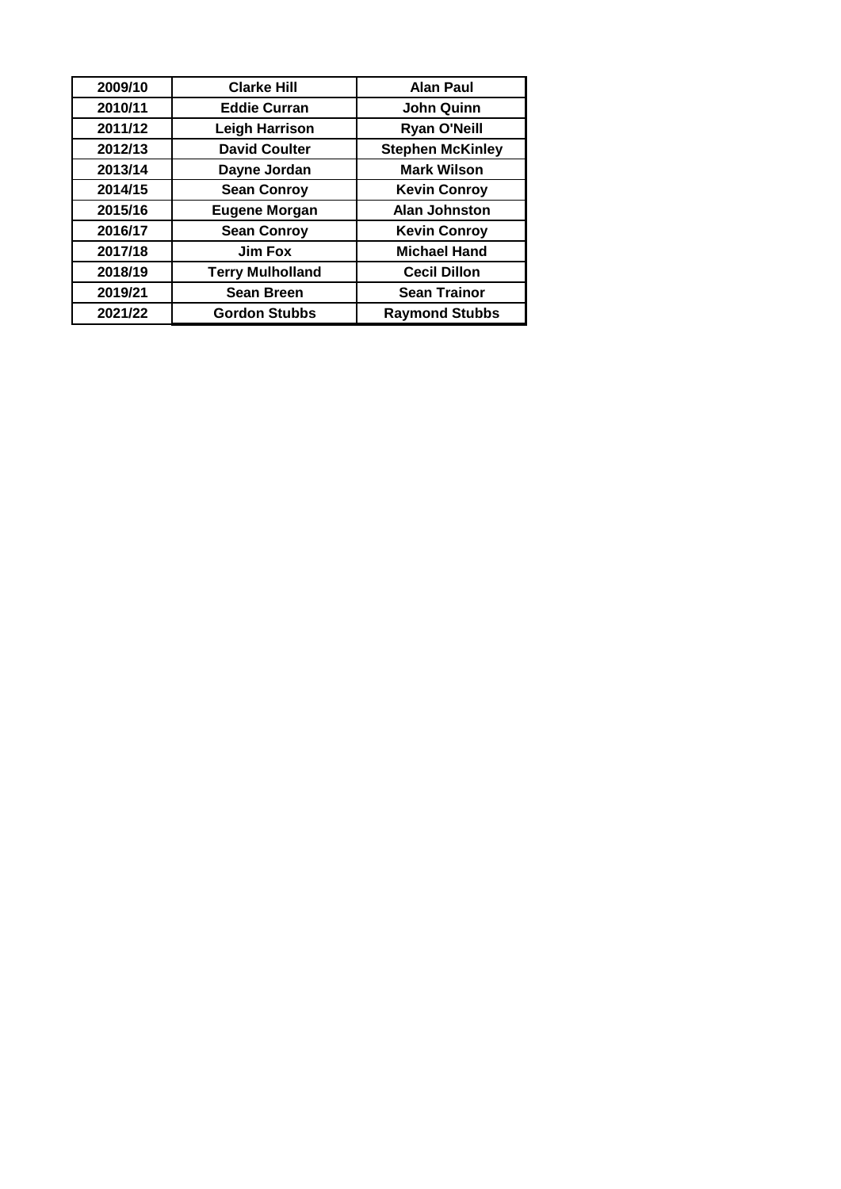| | | |
|---|---|---|
| 2009/10 | Clarke Hill | Alan Paul |
| 2010/11 | Eddie Curran | John Quinn |
| 2011/12 | Leigh Harrison | Ryan O'Neill |
| 2012/13 | David Coulter | Stephen McKinley |
| 2013/14 | Dayne Jordan | Mark Wilson |
| 2014/15 | Sean Conroy | Kevin Conroy |
| 2015/16 | Eugene Morgan | Alan Johnston |
| 2016/17 | Sean Conroy | Kevin Conroy |
| 2017/18 | Jim Fox | Michael Hand |
| 2018/19 | Terry Mulholland | Cecil Dillon |
| 2019/21 | Sean Breen | Sean Trainor |
| 2021/22 | Gordon Stubbs | Raymond Stubbs |